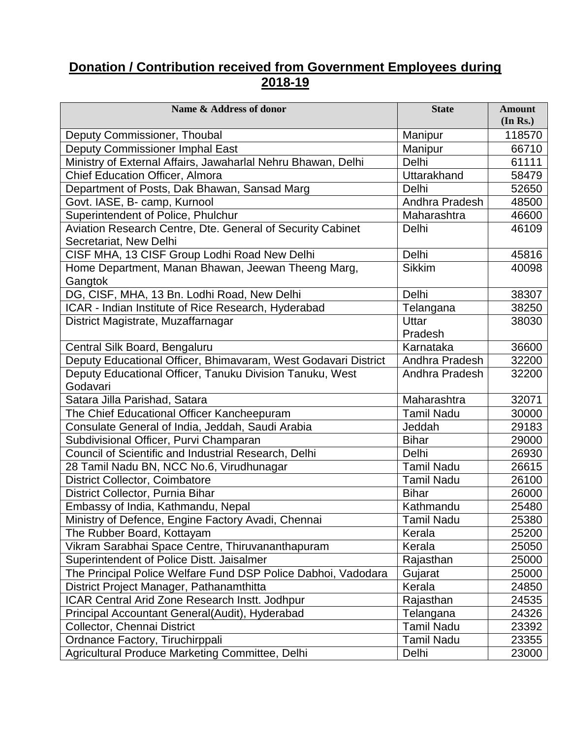# Donation / Contribution received from Government Employees during 2018-19

| Name & Address of donor | State | Amount (In Rs.) |
|---|---|---|
| Deputy Commissioner, Thoubal | Manipur | 118570 |
| Deputy Commissioner Imphal East | Manipur | 66710 |
| Ministry of External Affairs, Jawaharlal Nehru Bhawan, Delhi | Delhi | 61111 |
| Chief Education Officer, Almora | Uttarakhand | 58479 |
| Department of Posts, Dak Bhawan, Sansad Marg | Delhi | 52650 |
| Govt. IASE, B- camp, Kurnool | Andhra Pradesh | 48500 |
| Superintendent of Police, Phulchur | Maharashtra | 46600 |
| Aviation Research Centre, Dte. General of Security Cabinet Secretariat, New Delhi | Delhi | 46109 |
| CISF MHA, 13 CISF Group Lodhi Road New Delhi | Delhi | 45816 |
| Home Department, Manan Bhawan, Jeewan Theeng Marg, Gangtok | Sikkim | 40098 |
| DG, CISF, MHA, 13 Bn. Lodhi Road, New Delhi | Delhi | 38307 |
| ICAR - Indian Institute of Rice Research, Hyderabad | Telangana | 38250 |
| District Magistrate, Muzaffarnagar | Uttar Pradesh | 38030 |
| Central Silk Board, Bengaluru | Karnataka | 36600 |
| Deputy Educational Officer, Bhimavaram, West Godavari District | Andhra Pradesh | 32200 |
| Deputy Educational Officer, Tanuku Division Tanuku, West Godavari | Andhra Pradesh | 32200 |
| Satara Jilla Parishad, Satara | Maharashtra | 32071 |
| The Chief Educational Officer Kancheepuram | Tamil Nadu | 30000 |
| Consulate General of India, Jeddah, Saudi Arabia | Jeddah | 29183 |
| Subdivisional Officer, Purvi Champaran | Bihar | 29000 |
| Council of Scientific and Industrial Research, Delhi | Delhi | 26930 |
| 28 Tamil Nadu BN, NCC No.6, Virudhunagar | Tamil Nadu | 26615 |
| District Collector, Coimbatore | Tamil Nadu | 26100 |
| District Collector, Purnia Bihar | Bihar | 26000 |
| Embassy of India, Kathmandu, Nepal | Kathmandu | 25480 |
| Ministry of Defence, Engine Factory Avadi, Chennai | Tamil Nadu | 25380 |
| The Rubber Board, Kottayam | Kerala | 25200 |
| Vikram Sarabhai Space Centre, Thiruvananthapuram | Kerala | 25050 |
| Superintendent of Police Distt. Jaisalmer | Rajasthan | 25000 |
| The Principal Police Welfare Fund DSP Police Dabhoi, Vadodara | Gujarat | 25000 |
| District Project Manager, Pathanamthitta | Kerala | 24850 |
| ICAR Central Arid Zone Research Instt. Jodhpur | Rajasthan | 24535 |
| Principal Accountant General(Audit), Hyderabad | Telangana | 24326 |
| Collector, Chennai District | Tamil Nadu | 23392 |
| Ordnance Factory, Tiruchirppali | Tamil Nadu | 23355 |
| Agricultural Produce Marketing Committee, Delhi | Delhi | 23000 |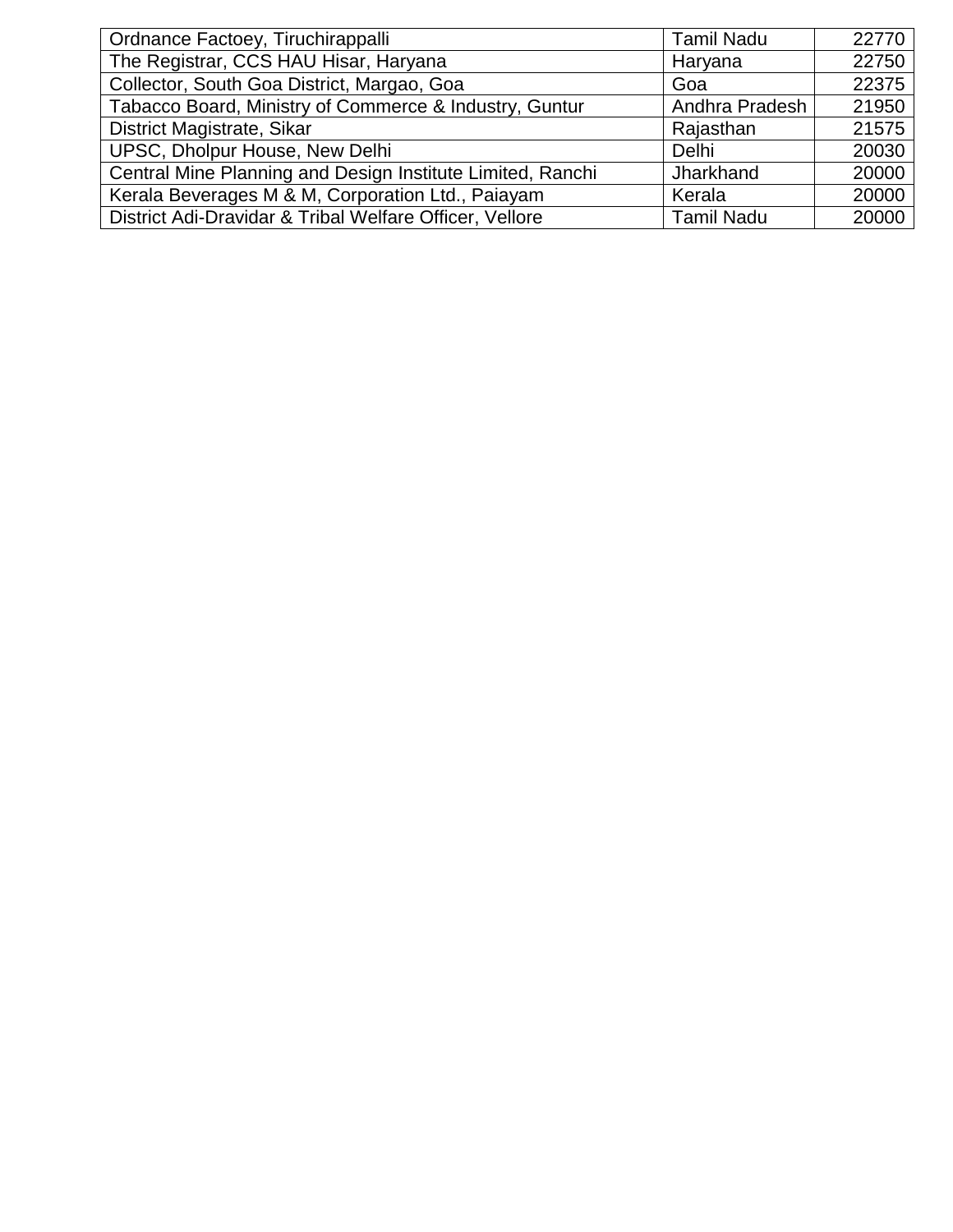| | | |
|---|---|---|
| Ordnance Factoey, Tiruchirappalli | Tamil Nadu | 22770 |
| The Registrar, CCS HAU Hisar, Haryana | Haryana | 22750 |
| Collector, South Goa District, Margao, Goa | Goa | 22375 |
| Tabacco Board, Ministry of Commerce & Industry, Guntur | Andhra Pradesh | 21950 |
| District Magistrate, Sikar | Rajasthan | 21575 |
| UPSC, Dholpur House, New Delhi | Delhi | 20030 |
| Central Mine Planning and Design Institute Limited, Ranchi | Jharkhand | 20000 |
| Kerala Beverages M & M, Corporation Ltd., Paiayam | Kerala | 20000 |
| District Adi-Dravidar & Tribal Welfare Officer, Vellore | Tamil Nadu | 20000 |